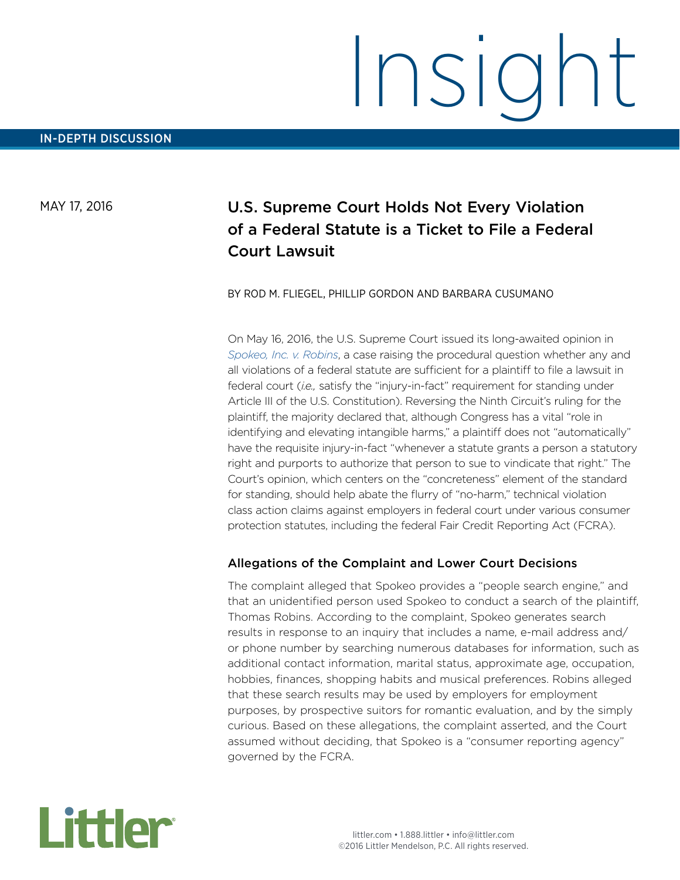# Insight

IN-DEPTH DISCUSSION

MAY 17, 2016

## U.S. Supreme Court Holds Not Every Violation of a Federal Statute is a Ticket to File a Federal Court Lawsuit

BY ROD M. FLIEGEL, PHILLIP GORDON AND BARBARA CUSUMANO

On May 16, 2016, the U.S. Supreme Court issued its long-awaited opinion in *Spokeo, Inc. v. Robins*, a case raising the procedural question whether any and all violations of a federal statute are sufficient for a plaintiff to file a lawsuit in federal court (*i.e.,* satisfy the "injury-in-fact" requirement for standing under Article III of the U.S. Constitution). Reversing the Ninth Circuit's ruling for the plaintiff, the majority declared that, although Congress has a vital "role in identifying and elevating intangible harms," a plaintiff does not "automatically" have the requisite injury-in-fact "whenever a statute grants a person a statutory right and purports to authorize that person to sue to vindicate that right." The Court's opinion, which centers on the "concreteness" element of the standard for standing, should help abate the flurry of "no-harm," technical violation class action claims against employers in federal court under various consumer protection statutes, including the federal Fair Credit Reporting Act (FCRA).

### Allegations of the Complaint and Lower Court Decisions

The complaint alleged that Spokeo provides a "people search engine," and that an unidentified person used Spokeo to conduct a search of the plaintiff, Thomas Robins. According to the complaint, Spokeo generates search results in response to an inquiry that includes a name, e-mail address and/or phone number by searching numerous databases for information, such as additional contact information, marital status, approximate age, occupation, hobbies, finances, shopping habits and musical preferences. Robins alleged that these search results may be used by employers for employment purposes, by prospective suitors for romantic evaluation, and by the simply curious. Based on these allegations, the complaint asserted, and the Court assumed without deciding, that Spokeo is a "consumer reporting agency" governed by the FCRA.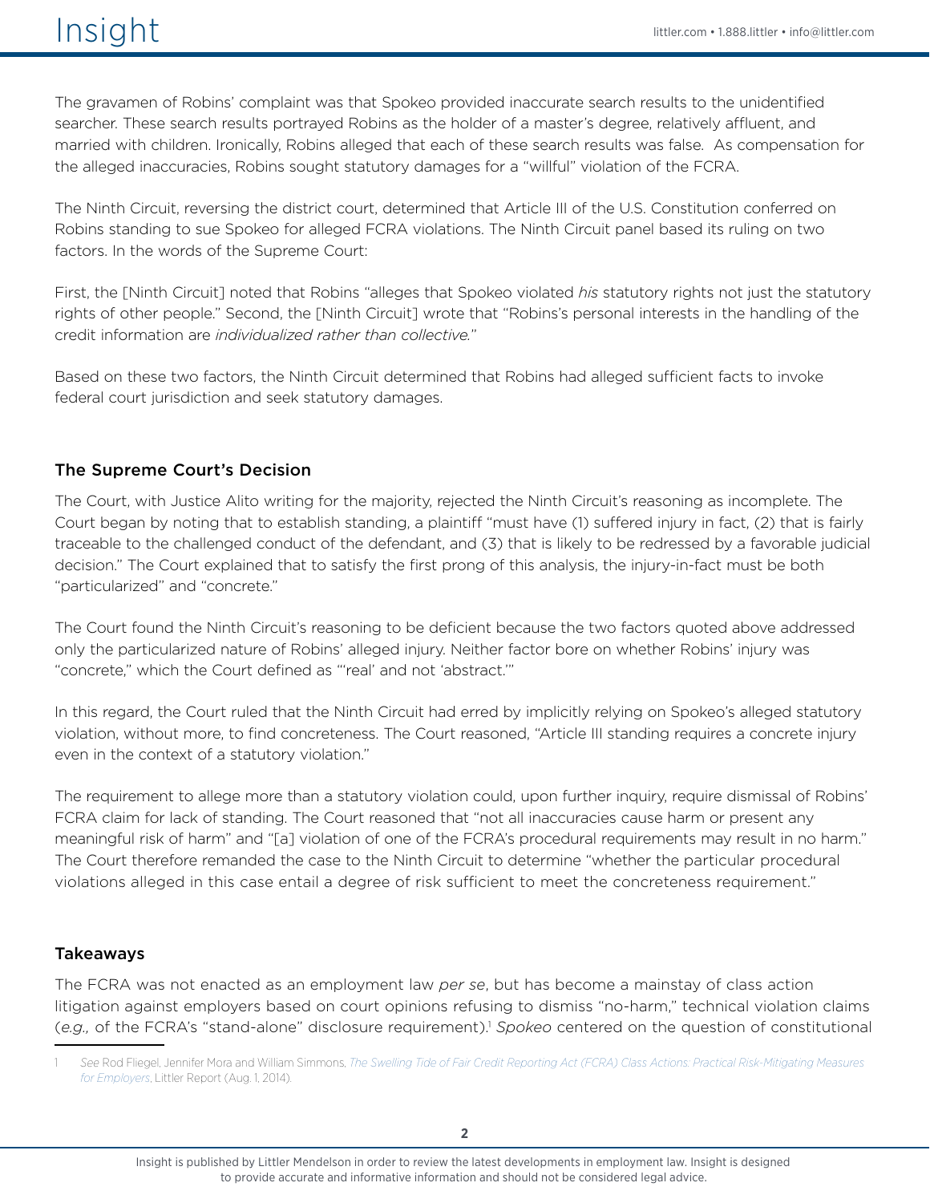The gravamen of Robins' complaint was that Spokeo provided inaccurate search results to the unidentified searcher. These search results portrayed Robins as the holder of a master's degree, relatively affluent, and married with children. Ironically, Robins alleged that each of these search results was false. As compensation for the alleged inaccuracies, Robins sought statutory damages for a "willful" violation of the FCRA.

The Ninth Circuit, reversing the district court, determined that Article III of the U.S. Constitution conferred on Robins standing to sue Spokeo for alleged FCRA violations. The Ninth Circuit panel based its ruling on two factors. In the words of the Supreme Court:

First, the [Ninth Circuit] noted that Robins "alleges that Spokeo violated *his* statutory rights not just the statutory rights of other people." Second, the [Ninth Circuit] wrote that "Robins's personal interests in the handling of the credit information are *individualized rather than collective.*"

Based on these two factors, the Ninth Circuit determined that Robins had alleged sufficient facts to invoke federal court jurisdiction and seek statutory damages.

### The Supreme Court's Decision

The Court, with Justice Alito writing for the majority, rejected the Ninth Circuit's reasoning as incomplete. The Court began by noting that to establish standing, a plaintiff "must have (1) suffered injury in fact, (2) that is fairly traceable to the challenged conduct of the defendant, and (3) that is likely to be redressed by a favorable judicial decision." The Court explained that to satisfy the first prong of this analysis, the injury-in-fact must be both "particularized" and "concrete."

The Court found the Ninth Circuit's reasoning to be deficient because the two factors quoted above addressed only the particularized nature of Robins' alleged injury. Neither factor bore on whether Robins' injury was "concrete," which the Court defined as "'real' and not 'abstract.'"

In this regard, the Court ruled that the Ninth Circuit had erred by implicitly relying on Spokeo's alleged statutory violation, without more, to find concreteness. The Court reasoned, "Article III standing requires a concrete injury even in the context of a statutory violation."

The requirement to allege more than a statutory violation could, upon further inquiry, require dismissal of Robins' FCRA claim for lack of standing. The Court reasoned that "not all inaccuracies cause harm or present any meaningful risk of harm" and "[a] violation of one of the FCRA's procedural requirements may result in no harm." The Court therefore remanded the case to the Ninth Circuit to determine "whether the particular procedural violations alleged in this case entail a degree of risk sufficient to meet the concreteness requirement."

### Takeaways

The FCRA was not enacted as an employment law *per se*, but has become a mainstay of class action litigation against employers based on court opinions refusing to dismiss "no-harm," technical violation claims (*e.g.,* of the FCRA's "stand-alone" disclosure requirement).[1] *Spokeo* centered on the question of constitutional

---

[1] *See* Rod Fliegel, Jennifer Mora and William Simmons, *The Swelling Tide of Fair Credit Reporting Act (FCRA) Class Actions: Practical Risk-Mitigating Measures for Employers*, Littler Report (Aug. 1, 2014).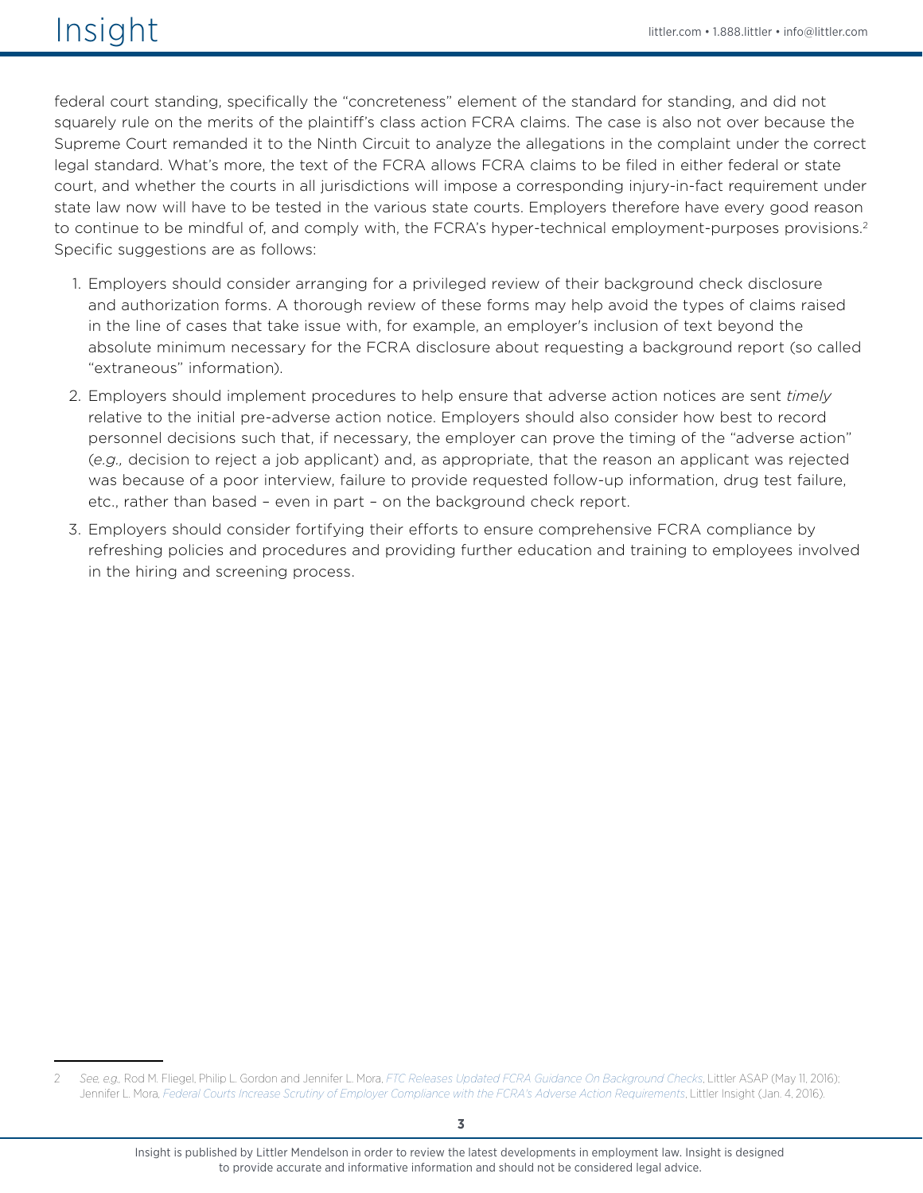federal court standing, specifically the "concreteness" element of the standard for standing, and did not squarely rule on the merits of the plaintiff's class action FCRA claims. The case is also not over because the Supreme Court remanded it to the Ninth Circuit to analyze the allegations in the complaint under the correct legal standard. What's more, the text of the FCRA allows FCRA claims to be filed in either federal or state court, and whether the courts in all jurisdictions will impose a corresponding injury-in-fact requirement under state law now will have to be tested in the various state courts. Employers therefore have every good reason to continue to be mindful of, and comply with, the FCRA's hyper-technical employment-purposes provisions.[2] Specific suggestions are as follows:

1. Employers should consider arranging for a privileged review of their background check disclosure and authorization forms. A thorough review of these forms may help avoid the types of claims raised in the line of cases that take issue with, for example, an employer's inclusion of text beyond the absolute minimum necessary for the FCRA disclosure about requesting a background report (so called "extraneous" information).
2. Employers should implement procedures to help ensure that adverse action notices are sent *timely* relative to the initial pre-adverse action notice. Employers should also consider how best to record personnel decisions such that, if necessary, the employer can prove the timing of the "adverse action" (*e.g.,* decision to reject a job applicant) and, as appropriate, that the reason an applicant was rejected was because of a poor interview, failure to provide requested follow-up information, drug test failure, etc., rather than based – even in part – on the background check report.
3. Employers should consider fortifying their efforts to ensure comprehensive FCRA compliance by refreshing policies and procedures and providing further education and training to employees involved in the hiring and screening process.

---

2 *See, e.g.,* Rod M. Fliegel, Philip L. Gordon and Jennifer L. Mora, *FTC Releases Updated FCRA Guidance On Background Checks*, Littler ASAP (May 11, 2016); Jennifer L. Mora, *Federal Courts Increase Scrutiny of Employer Compliance with the FCRA's Adverse Action Requirements*, Littler Insight (Jan. 4, 2016).

Insight is published by Littler Mendelson in order to review the latest developments in employment law. Insight is designed to provide accurate and informative information and should not be considered legal advice.